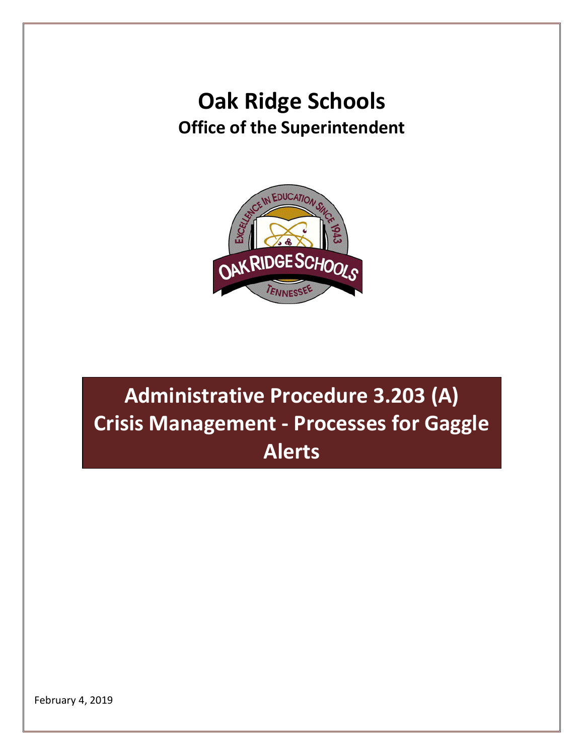# Oak Ridge Schools

## Office of the Superintendent

# Administrative Procedure 3.203 (A) Crisis Management - Processes for Gaggle Alerts

February 4, 2019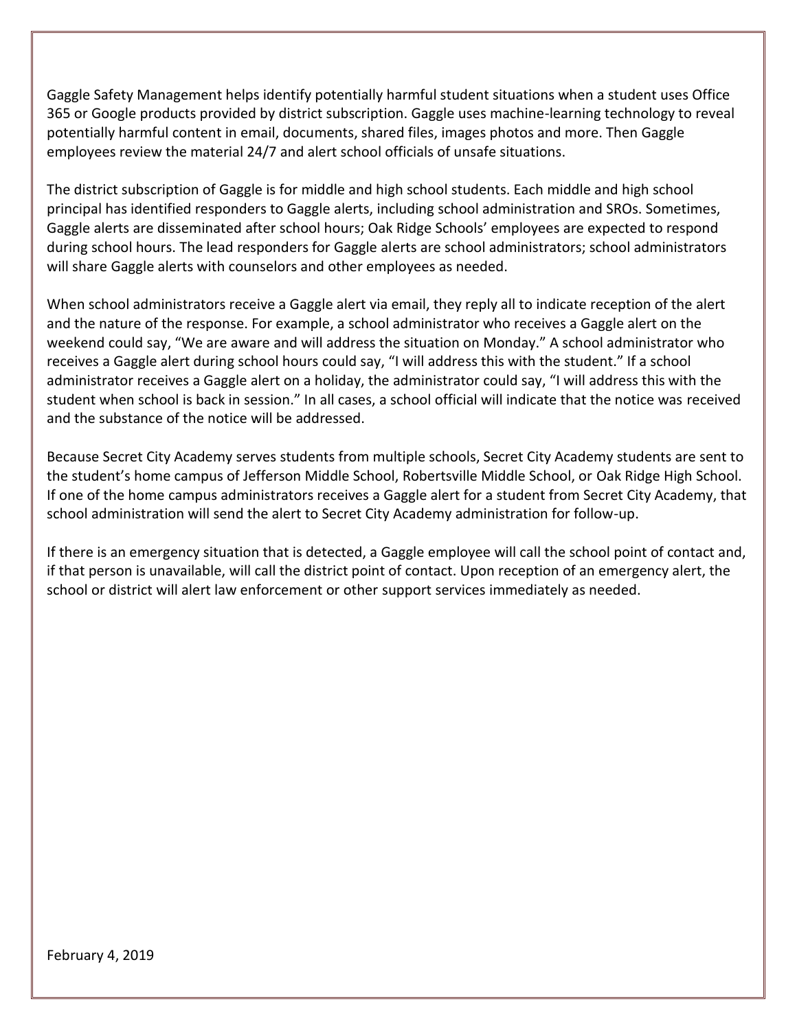Gaggle Safety Management helps identify potentially harmful student situations when a student uses Office 365 or Google products provided by district subscription. Gaggle uses machine-learning technology to reveal potentially harmful content in email, documents, shared files, images photos and more. Then Gaggle employees review the material 24/7 and alert school officials of unsafe situations.

The district subscription of Gaggle is for middle and high school students. Each middle and high school principal has identified responders to Gaggle alerts, including school administration and SROs. Sometimes, Gaggle alerts are disseminated after school hours; Oak Ridge Schools' employees are expected to respond during school hours. The lead responders for Gaggle alerts are school administrators; school administrators will share Gaggle alerts with counselors and other employees as needed.

When school administrators receive a Gaggle alert via email, they reply all to indicate reception of the alert and the nature of the response. For example, a school administrator who receives a Gaggle alert on the weekend could say, "We are aware and will address the situation on Monday." A school administrator who receives a Gaggle alert during school hours could say, "I will address this with the student." If a school administrator receives a Gaggle alert on a holiday, the administrator could say, "I will address this with the student when school is back in session." In all cases, a school official will indicate that the notice was received and the substance of the notice will be addressed.

Because Secret City Academy serves students from multiple schools, Secret City Academy students are sent to the student's home campus of Jefferson Middle School, Robertsville Middle School, or Oak Ridge High School. If one of the home campus administrators receives a Gaggle alert for a student from Secret City Academy, that school administration will send the alert to Secret City Academy administration for follow-up.

If there is an emergency situation that is detected, a Gaggle employee will call the school point of contact and, if that person is unavailable, will call the district point of contact. Upon reception of an emergency alert, the school or district will alert law enforcement or other support services immediately as needed.

February 4, 2019